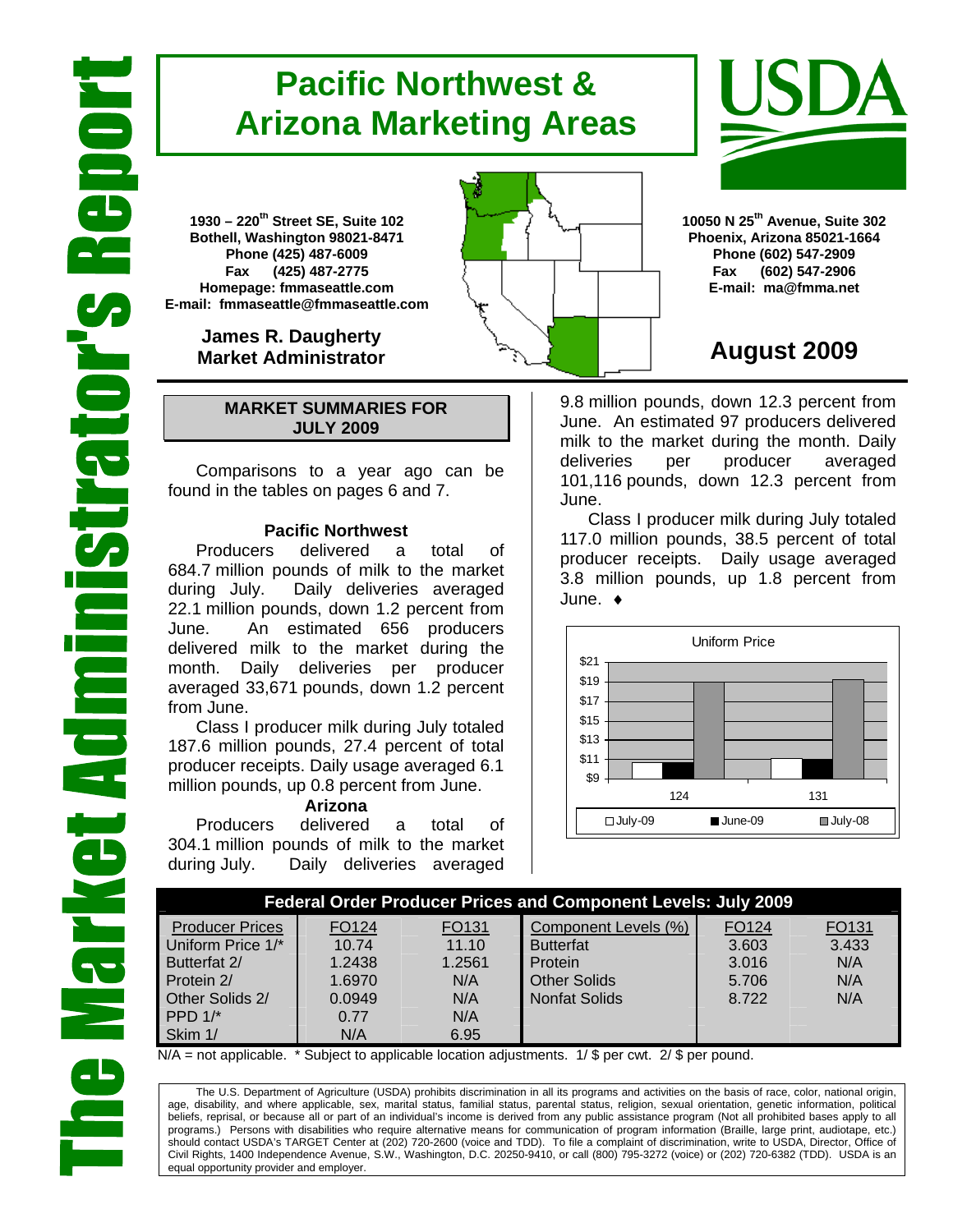# Pacific Northwest & Arizona Marketing Areas

The Market Administrator's Report

USDA

1930 – 220[th] Street SE, Suite 102
Bothell, Washington 98021-8471
Phone (425) 487-6009
Fax (425) 487-2775
Homepage: fmmaseattle.com
E-mail: fmmaseattle@fmmaseattle.com

**James R. Daugherty**
**Market Administrator**

10050 N 25[th] Avenue, Suite 302
Phoenix, Arizona 85021-1664
Phone (602) 547-2909
Fax (602) 547-2906
E-mail: ma@fmma.net

## August 2009

### MARKET SUMMARIES FOR JULY 2009

Comparisons to a year ago can be found in the tables on pages 6 and 7.

#### Pacific Northwest

Producers delivered a total of 684.7 million pounds of milk to the market during July. Daily deliveries averaged 22.1 million pounds, down 1.2 percent from June. An estimated 656 producers delivered milk to the market during the month. Daily deliveries per producer averaged 33,671 pounds, down 1.2 percent from June.

Class I producer milk during July totaled 187.6 million pounds, 27.4 percent of total producer receipts. Daily usage averaged 6.1 million pounds, up 0.8 percent from June.

#### Arizona

Producers delivered a total of 304.1 million pounds of milk to the market during July. Daily deliveries averaged 9.8 million pounds, down 12.3 percent from June. An estimated 97 producers delivered milk to the market during the month. Daily deliveries per producer averaged 101,116 pounds, down 12.3 percent from June.

Class I producer milk during July totaled 117.0 million pounds, 38.5 percent of total producer receipts. Daily usage averaged 3.8 million pounds, up 1.8 percent from June. ♦

**Uniform Price**

| | July-09 | June-09 | July-08 |
|---|---|---|---|
| 124 | | | |
| 131 | | | |

### Federal Order Producer Prices and Component Levels: July 2009

| Producer Prices | FO124 | FO131 | Component Levels (%) | FO124 | FO131 |
|---|---|---|---|---|---|
| Uniform Price 1/* | 10.74 | 11.10 | Butterfat | 3.603 | 3.433 |
| Butterfat 2/ | 1.2438 | 1.2561 | Protein | 3.016 | N/A |
| Protein 2/ | 1.6970 | N/A | Other Solids | 5.706 | N/A |
| Other Solids 2/ | 0.0949 | N/A | Nonfat Solids | 8.722 | N/A |
| PPD 1/* | 0.77 | N/A | | | |
| Skim 1/ | N/A | 6.95 | | | |

N/A = not applicable. * Subject to applicable location adjustments. 1/ $ per cwt. 2/ $ per pound.

The U.S. Department of Agriculture (USDA) prohibits discrimination in all its programs and activities on the basis of race, color, national origin, age, disability, and where applicable, sex, marital status, familial status, parental status, religion, sexual orientation, genetic information, political beliefs, reprisal, or because all or part of an individual's income is derived from any public assistance program (Not all prohibited bases apply to all programs.) Persons with disabilities who require alternative means for communication of program information (Braille, large print, audiotape, etc.) should contact USDA's TARGET Center at (202) 720-2600 (voice and TDD). To file a complaint of discrimination, write to USDA, Director, Office of Civil Rights, 1400 Independence Avenue, S.W., Washington, D.C. 20250-9410, or call (800) 795-3272 (voice) or (202) 720-6382 (TDD). USDA is an equal opportunity provider and employer.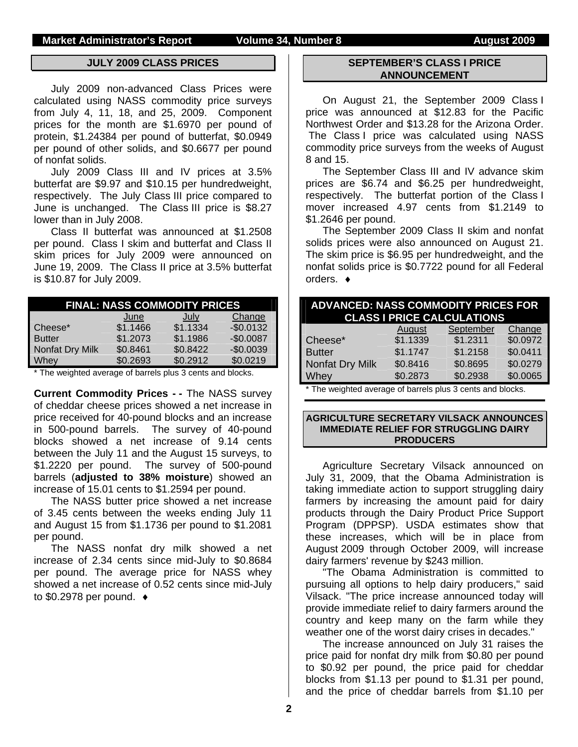## JULY 2009 CLASS PRICES

July 2009 non-advanced Class Prices were calculated using NASS commodity price surveys from July 4, 11, 18, and 25, 2009. Component prices for the month are $1.6970 per pound of protein, $1.24384 per pound of butterfat, $0.0949 per pound of other solids, and $0.6677 per pound of nonfat solids.

July 2009 Class III and IV prices at 3.5% butterfat are $9.97 and $10.15 per hundredweight, respectively. The July Class III price compared to June is unchanged. The Class III price is $8.27 lower than in July 2008.

Class II butterfat was announced at $1.2508 per pound. Class I skim and butterfat and Class II skim prices for July 2009 were announced on June 19, 2009. The Class II price at 3.5% butterfat is $10.87 for July 2009.

| FINAL: NASS COMMODITY PRICES | | | |
|---|---|---|---|
| | June | July | Change |
| Cheese* | $1.1466 | $1.1334 | -$0.0132 |
| Butter | $1.2073 | $1.1986 | -$0.0087 |
| Nonfat Dry Milk | $0.8461 | $0.8422 | -$0.0039 |
| Whey | $0.2693 | $0.2912 | $0.0219 |

\* The weighted average of barrels plus 3 cents and blocks.

**Current Commodity Prices - -** The NASS survey of cheddar cheese prices showed a net increase in price received for 40-pound blocks and an increase in 500-pound barrels. The survey of 40-pound blocks showed a net increase of 9.14 cents between the July 11 and the August 15 surveys, to $1.2220 per pound. The survey of 500-pound barrels (**adjusted to 38% moisture**) showed an increase of 15.01 cents to $1.2594 per pound.

The NASS butter price showed a net increase of 3.45 cents between the weeks ending July 11 and August 15 from $1.1736 per pound to $1.2081 per pound.

The NASS nonfat dry milk showed a net increase of 2.34 cents since mid-July to $0.8684 per pound. The average price for NASS whey showed a net increase of 0.52 cents since mid-July to $0.2978 per pound. ♦

## SEPTEMBER'S CLASS I PRICE ANNOUNCEMENT

On August 21, the September 2009 Class I price was announced at $12.83 for the Pacific Northwest Order and $13.28 for the Arizona Order. The Class I price was calculated using NASS commodity price surveys from the weeks of August 8 and 15.

The September Class III and IV advance skim prices are $6.74 and $6.25 per hundredweight, respectively. The butterfat portion of the Class I mover increased 4.97 cents from $1.2149 to $1.2646 per pound.

The September 2009 Class II skim and nonfat solids prices were also announced on August 21. The skim price is $6.95 per hundredweight, and the nonfat solids price is $0.7722 pound for all Federal orders. ♦

| ADVANCED: NASS COMMODITY PRICES FOR CLASS I PRICE CALCULATIONS | | | |
|---|---|---|---|
| | August | September | Change |
| Cheese* | $1.1339 | $1.2311 | $0.0972 |
| Butter | $1.1747 | $1.2158 | $0.0411 |
| Nonfat Dry Milk | $0.8416 | $0.8695 | $0.0279 |
| Whey | $0.2873 | $0.2938 | $0.0065 |

\* The weighted average of barrels plus 3 cents and blocks.

## AGRICULTURE SECRETARY VILSACK ANNOUNCES IMMEDIATE RELIEF FOR STRUGGLING DAIRY PRODUCERS

Agriculture Secretary Vilsack announced on July 31, 2009, that the Obama Administration is taking immediate action to support struggling dairy farmers by increasing the amount paid for dairy products through the Dairy Product Price Support Program (DPPSP). USDA estimates show that these increases, which will be in place from August 2009 through October 2009, will increase dairy farmers' revenue by $243 million.

"The Obama Administration is committed to pursuing all options to help dairy producers," said Vilsack. "The price increase announced today will provide immediate relief to dairy farmers around the country and keep many on the farm while they weather one of the worst dairy crises in decades."

The increase announced on July 31 raises the price paid for nonfat dry milk from $0.80 per pound to $0.92 per pound, the price paid for cheddar blocks from $1.13 per pound to $1.31 per pound, and the price of cheddar barrels from $1.10 per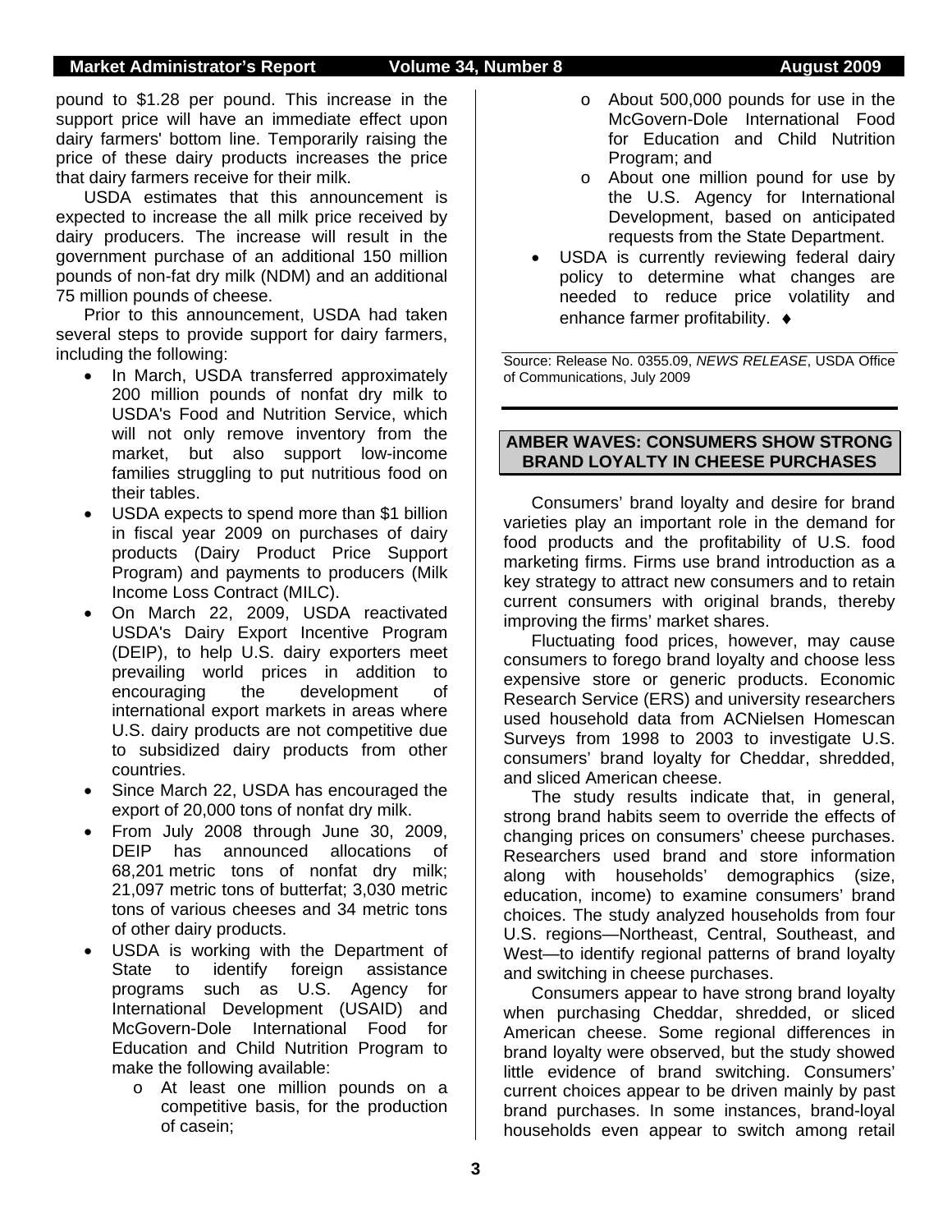pound to $1.28 per pound. This increase in the support price will have an immediate effect upon dairy farmers' bottom line. Temporarily raising the price of these dairy products increases the price that dairy farmers receive for their milk.

USDA estimates that this announcement is expected to increase the all milk price received by dairy producers. The increase will result in the government purchase of an additional 150 million pounds of non-fat dry milk (NDM) and an additional 75 million pounds of cheese.

Prior to this announcement, USDA had taken several steps to provide support for dairy farmers, including the following:

- In March, USDA transferred approximately 200 million pounds of nonfat dry milk to USDA's Food and Nutrition Service, which will not only remove inventory from the market, but also support low-income families struggling to put nutritious food on their tables.
- USDA expects to spend more than $1 billion in fiscal year 2009 on purchases of dairy products (Dairy Product Price Support Program) and payments to producers (Milk Income Loss Contract (MILC).
- On March 22, 2009, USDA reactivated USDA's Dairy Export Incentive Program (DEIP), to help U.S. dairy exporters meet prevailing world prices in addition to encouraging the development of international export markets in areas where U.S. dairy products are not competitive due to subsidized dairy products from other countries.
- Since March 22, USDA has encouraged the export of 20,000 tons of nonfat dry milk.
- From July 2008 through June 30, 2009, DEIP has announced allocations of 68,201 metric tons of nonfat dry milk; 21,097 metric tons of butterfat; 3,030 metric tons of various cheeses and 34 metric tons of other dairy products.
- USDA is working with the Department of State to identify foreign assistance programs such as U.S. Agency for International Development (USAID) and McGovern-Dole International Food for Education and Child Nutrition Program to make the following available:
  - At least one million pounds on a competitive basis, for the production of casein;
  - About 500,000 pounds for use in the McGovern-Dole International Food for Education and Child Nutrition Program; and
  - About one million pound for use by the U.S. Agency for International Development, based on anticipated requests from the State Department.
- USDA is currently reviewing federal dairy policy to determine what changes are needed to reduce price volatility and enhance farmer profitability. ♦

Source: Release No. 0355.09, *NEWS RELEASE*, USDA Office of Communications, July 2009

## AMBER WAVES: CONSUMERS SHOW STRONG BRAND LOYALTY IN CHEESE PURCHASES

Consumers' brand loyalty and desire for brand varieties play an important role in the demand for food products and the profitability of U.S. food marketing firms. Firms use brand introduction as a key strategy to attract new consumers and to retain current consumers with original brands, thereby improving the firms' market shares.

Fluctuating food prices, however, may cause consumers to forego brand loyalty and choose less expensive store or generic products. Economic Research Service (ERS) and university researchers used household data from ACNielsen Homescan Surveys from 1998 to 2003 to investigate U.S. consumers' brand loyalty for Cheddar, shredded, and sliced American cheese.

The study results indicate that, in general, strong brand habits seem to override the effects of changing prices on consumers' cheese purchases. Researchers used brand and store information along with households' demographics (size, education, income) to examine consumers' brand choices. The study analyzed households from four U.S. regions—Northeast, Central, Southeast, and West—to identify regional patterns of brand loyalty and switching in cheese purchases.

Consumers appear to have strong brand loyalty when purchasing Cheddar, shredded, or sliced American cheese. Some regional differences in brand loyalty were observed, but the study showed little evidence of brand switching. Consumers' current choices appear to be driven mainly by past brand purchases. In some instances, brand-loyal households even appear to switch among retail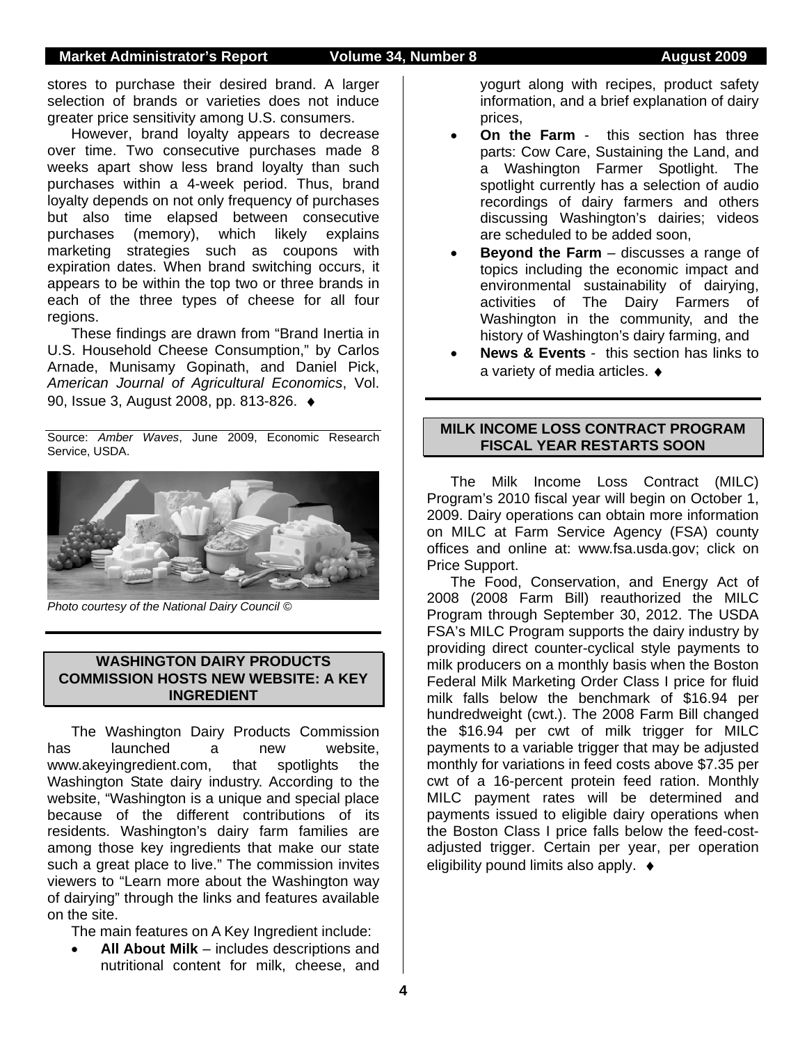stores to purchase their desired brand. A larger selection of brands or varieties does not induce greater price sensitivity among U.S. consumers.

However, brand loyalty appears to decrease over time. Two consecutive purchases made 8 weeks apart show less brand loyalty than such purchases within a 4-week period. Thus, brand loyalty depends on not only frequency of purchases but also time elapsed between consecutive purchases (memory), which likely explains marketing strategies such as coupons with expiration dates. When brand switching occurs, it appears to be within the top two or three brands in each of the three types of cheese for all four regions.

These findings are drawn from "Brand Inertia in U.S. Household Cheese Consumption," by Carlos Arnade, Munisamy Gopinath, and Daniel Pick, *American Journal of Agricultural Economics*, Vol. 90, Issue 3, August 2008, pp. 813-826. ♦

Source: *Amber Waves*, June 2009, Economic Research Service, USDA.

*Photo courtesy of the National Dairy Council ©*

## WASHINGTON DAIRY PRODUCTS COMMISSION HOSTS NEW WEBSITE: A KEY INGREDIENT

The Washington Dairy Products Commission has launched a new website, www.akeyingredient.com, that spotlights the Washington State dairy industry. According to the website, "Washington is a unique and special place because of the different contributions of its residents. Washington's dairy farm families are among those key ingredients that make our state such a great place to live." The commission invites viewers to "Learn more about the Washington way of dairying" through the links and features available on the site.

The main features on A Key Ingredient include:

- **All About Milk** – includes descriptions and nutritional content for milk, cheese, and yogurt along with recipes, product safety information, and a brief explanation of dairy prices,
- **On the Farm** - this section has three parts: Cow Care, Sustaining the Land, and a Washington Farmer Spotlight. The spotlight currently has a selection of audio recordings of dairy farmers and others discussing Washington's dairies; videos are scheduled to be added soon,
- **Beyond the Farm** – discusses a range of topics including the economic impact and environmental sustainability of dairying, activities of The Dairy Farmers of Washington in the community, and the history of Washington's dairy farming, and
- **News & Events** - this section has links to a variety of media articles. ♦

## MILK INCOME LOSS CONTRACT PROGRAM FISCAL YEAR RESTARTS SOON

The Milk Income Loss Contract (MILC) Program's 2010 fiscal year will begin on October 1, 2009. Dairy operations can obtain more information on MILC at Farm Service Agency (FSA) county offices and online at: www.fsa.usda.gov; click on Price Support.

The Food, Conservation, and Energy Act of 2008 (2008 Farm Bill) reauthorized the MILC Program through September 30, 2012. The USDA FSA's MILC Program supports the dairy industry by providing direct counter-cyclical style payments to milk producers on a monthly basis when the Boston Federal Milk Marketing Order Class I price for fluid milk falls below the benchmark of $16.94 per hundredweight (cwt.). The 2008 Farm Bill changed the $16.94 per cwt of milk trigger for MILC payments to a variable trigger that may be adjusted monthly for variations in feed costs above $7.35 per cwt of a 16-percent protein feed ration. Monthly MILC payment rates will be determined and payments issued to eligible dairy operations when the Boston Class I price falls below the feed-cost-adjusted trigger. Certain per year, per operation eligibility pound limits also apply. ♦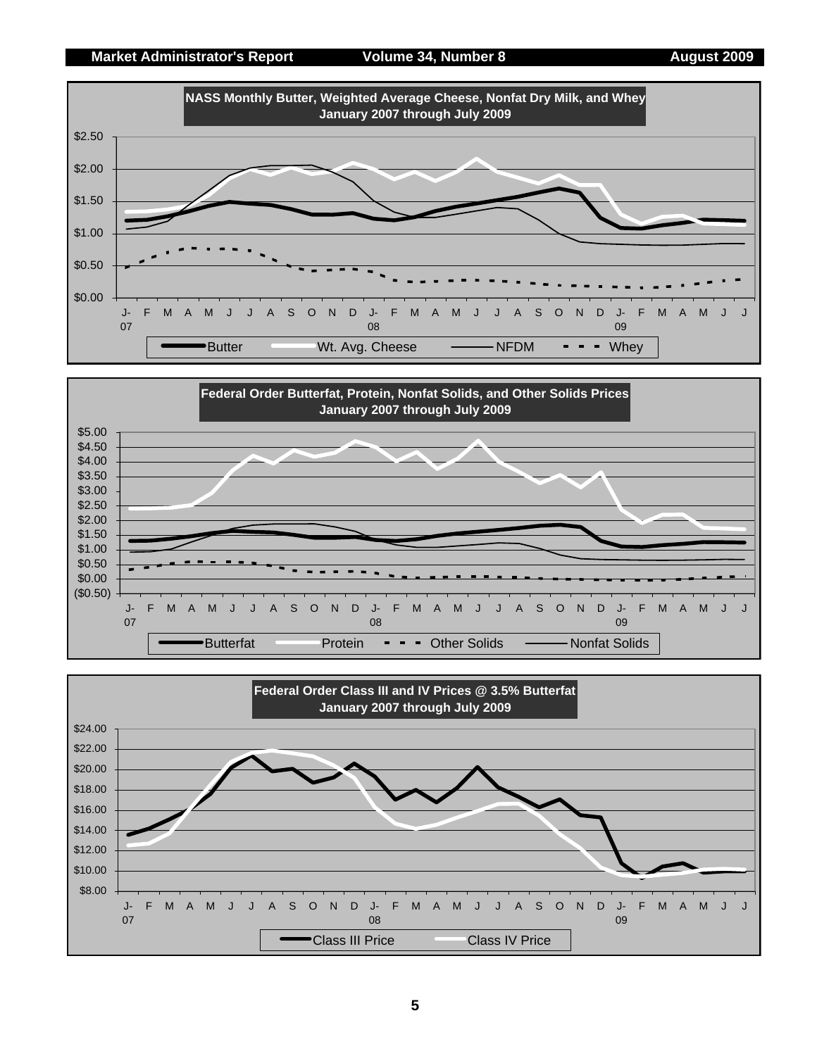## NASS Monthly Butter, Weighted Average Cheese, Nonfat Dry Milk, and Whey
January 2007 through July 2009

Legend: Butter, Wt. Avg. Cheese, NFDM, Whey

## Federal Order Butterfat, Protein, Nonfat Solids, and Other Solids Prices
January 2007 through July 2009

Legend: Butterfat, Protein, Other Solids, Nonfat Solids

## Federal Order Class III and IV Prices @ 3.5% Butterfat
January 2007 through July 2009

Legend: Class III Price, Class IV Price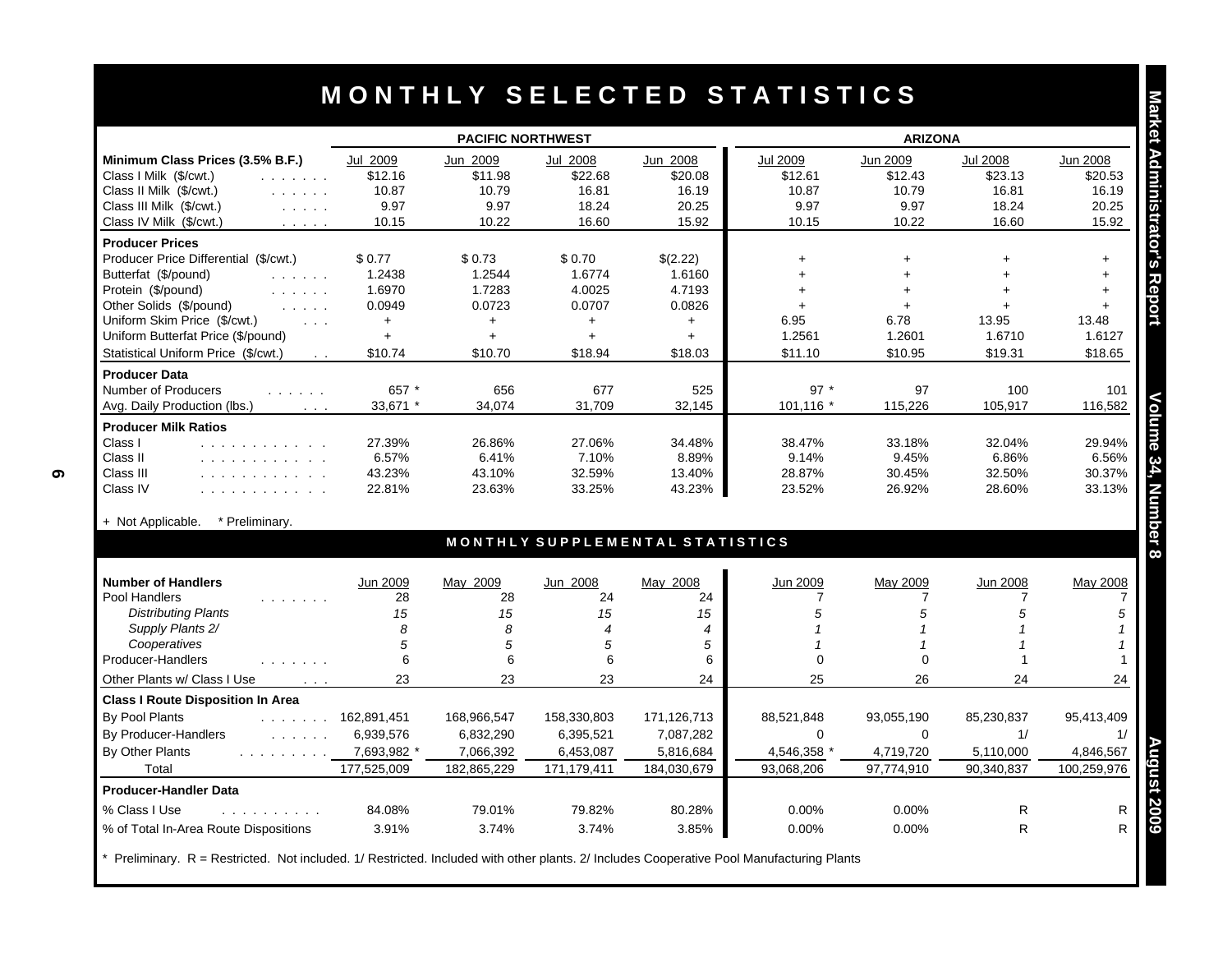# MONTHLY SELECTED STATISTICS

| | PACIFIC NORTHWEST | | | | ARIZONA | | | |
|---|---|---|---|---|---|---|---|---|
| **Minimum Class Prices (3.5% B.F.)** | Jul 2009 | Jun 2009 | Jul 2008 | Jun 2008 | Jul 2009 | Jun 2009 | Jul 2008 | Jun 2008 |
| Class I Milk ($/cwt.) | $12.16 | $11.98 | $22.68 | $20.08 | $12.61 | $12.43 | $23.13 | $20.53 |
| Class II Milk ($/cwt.) | 10.87 | 10.79 | 16.81 | 16.19 | 10.87 | 10.79 | 16.81 | 16.19 |
| Class III Milk ($/cwt.) | 9.97 | 9.97 | 18.24 | 20.25 | 9.97 | 9.97 | 18.24 | 20.25 |
| Class IV Milk ($/cwt.) | 10.15 | 10.22 | 16.60 | 15.92 | 10.15 | 10.22 | 16.60 | 15.92 |
| **Producer Prices** | | | | | | | | |
| Producer Price Differential ($/cwt.) | $0.77 | $0.73 | $0.70 | $(2.22) | + | + | + | + |
| Butterfat ($/pound) | 1.2438 | 1.2544 | 1.6774 | 1.6160 | + | + | + | + |
| Protein ($/pound) | 1.6970 | 1.7283 | 4.0025 | 4.7193 | + | + | + | + |
| Other Solids ($/pound) | 0.0949 | 0.0723 | 0.0707 | 0.0826 | + | + | + | + |
| Uniform Skim Price ($/cwt.) | + | + | + | + | 6.95 | 6.78 | 13.95 | 13.48 |
| Uniform Butterfat Price ($/pound) | + | + | + | + | 1.2561 | 1.2601 | 1.6710 | 1.6127 |
| Statistical Uniform Price ($/cwt.) | $10.74 | $10.70 | $18.94 | $18.03 | $11.10 | $10.95 | $19.31 | $18.65 |
| **Producer Data** | | | | | | | | |
| Number of Producers | 657 * | 656 | 677 | 525 | 97 * | 97 | 100 | 101 |
| Avg. Daily Production (lbs.) | 33,671 * | 34,074 | 31,709 | 32,145 | 101,116 * | 115,226 | 105,917 | 116,582 |
| **Producer Milk Ratios** | | | | | | | | |
| Class I | 27.39% | 26.86% | 27.06% | 34.48% | 38.47% | 33.18% | 32.04% | 29.94% |
| Class II | 6.57% | 6.41% | 7.10% | 8.89% | 9.14% | 9.45% | 6.86% | 6.56% |
| Class III | 43.23% | 43.10% | 32.59% | 13.40% | 28.87% | 30.45% | 32.50% | 30.37% |
| Class IV | 22.81% | 23.63% | 33.25% | 43.23% | 23.52% | 26.92% | 28.60% | 33.13% |

+ Not Applicable. * Preliminary.

## MONTHLY SUPPLEMENTAL STATISTICS

| | PACIFIC NORTHWEST | | | | ARIZONA | | | |
|---|---|---|---|---|---|---|---|---|
| **Number of Handlers** | Jun 2009 | May 2009 | Jun 2008 | May 2008 | Jun 2009 | May 2009 | Jun 2008 | May 2008 |
| Pool Handlers | 28 | 28 | 24 | 24 | 7 | 7 | 7 | 7 |
| *Distributing Plants* | *15* | *15* | *15* | *15* | *5* | *5* | *5* | *5* |
| *Supply Plants 2/* | *8* | *8* | *4* | *4* | *1* | *1* | *1* | *1* |
| *Cooperatives* | *5* | *5* | *5* | *5* | *1* | *1* | *1* | *1* |
| Producer-Handlers | 6 | 6 | 6 | 6 | 0 | 0 | 1 | 1 |
| Other Plants w/ Class I Use | 23 | 23 | 23 | 24 | 25 | 26 | 24 | 24 |
| **Class I Route Disposition In Area** | | | | | | | | |
| By Pool Plants | 162,891,451 | 168,966,547 | 158,330,803 | 171,126,713 | 88,521,848 | 93,055,190 | 85,230,837 | 95,413,409 |
| By Producer-Handlers | 6,939,576 | 6,832,290 | 6,395,521 | 7,087,282 | 0 | 0 | 1/ | 1/ |
| By Other Plants | 7,693,982 * | 7,066,392 | 6,453,087 | 5,816,684 | 4,546,358 * | 4,719,720 | 5,110,000 | 4,846,567 |
| Total | 177,525,009 | 182,865,229 | 171,179,411 | 184,030,679 | 93,068,206 | 97,774,910 | 90,340,837 | 100,259,976 |
| **Producer-Handler Data** | | | | | | | | |
| % Class I Use | 84.08% | 79.01% | 79.82% | 80.28% | 0.00% | 0.00% | R | R |
| % of Total In-Area Route Dispositions | 3.91% | 3.74% | 3.74% | 3.85% | 0.00% | 0.00% | R | R |

* Preliminary. R = Restricted. Not included. 1/ Restricted. Included with other plants. 2/ Includes Cooperative Pool Manufacturing Plants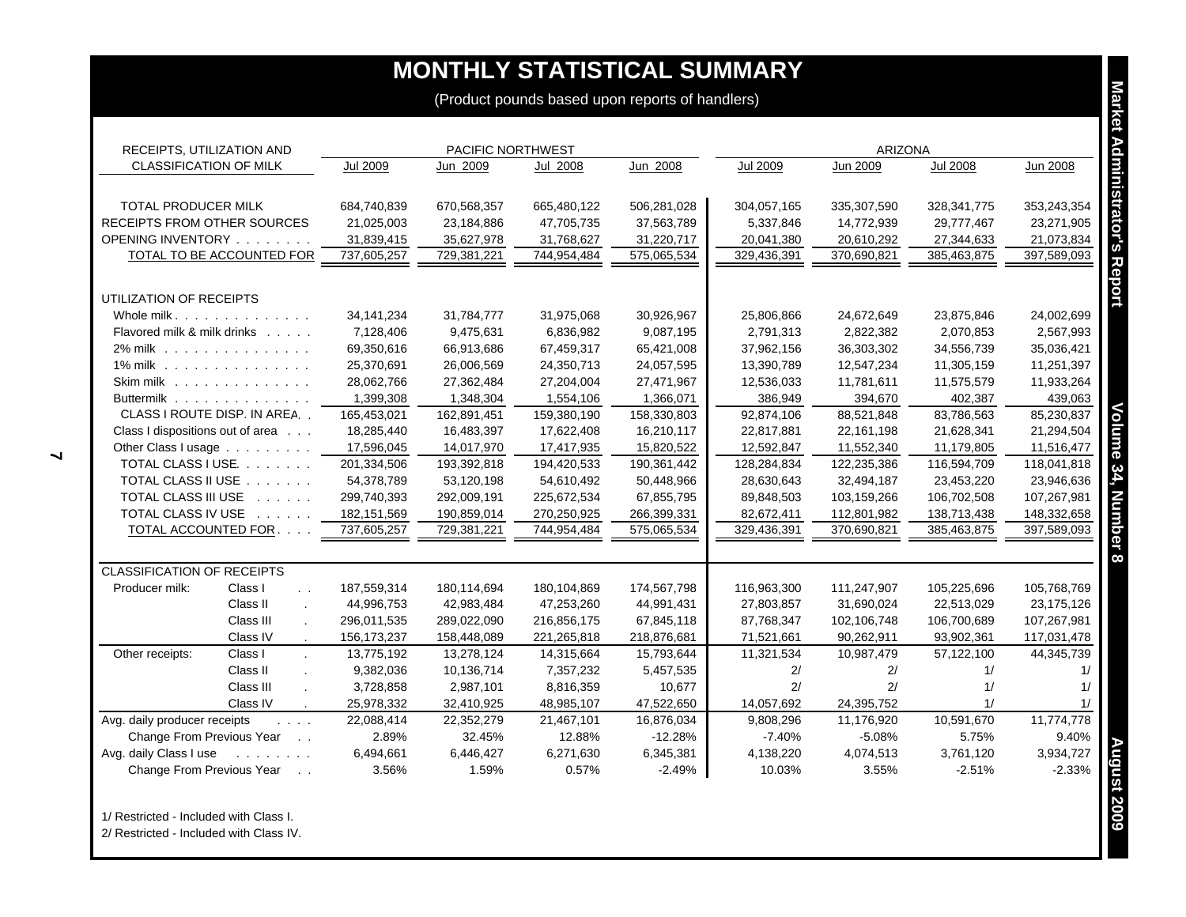# MONTHLY STATISTICAL SUMMARY

(Product pounds based upon reports of handlers)

| RECEIPTS, UTILIZATION AND CLASSIFICATION OF MILK | | PACIFIC NORTHWEST | | | | ARIZONA | | | |
|---|---|---|---|---|---|---|---|---|---|
| | | Jul 2009 | Jun 2009 | Jul 2008 | Jun 2008 | Jul 2009 | Jun 2009 | Jul 2008 | Jun 2008 |
| TOTAL PRODUCER MILK | | 684,740,839 | 670,568,357 | 665,480,122 | 506,281,028 | 304,057,165 | 335,307,590 | 328,341,775 | 353,243,354 |
| RECEIPTS FROM OTHER SOURCES | | 21,025,003 | 23,184,886 | 47,705,735 | 37,563,789 | 5,337,846 | 14,772,939 | 29,777,467 | 23,271,905 |
| OPENING INVENTORY | | 31,839,415 | 35,627,978 | 31,768,627 | 31,220,717 | 20,041,380 | 20,610,292 | 27,344,633 | 21,073,834 |
| TOTAL TO BE ACCOUNTED FOR | | 737,605,257 | 729,381,221 | 744,954,484 | 575,065,534 | 329,436,391 | 370,690,821 | 385,463,875 | 397,589,093 |
| UTILIZATION OF RECEIPTS | | | | | | | | | |
| Whole milk | | 34,141,234 | 31,784,777 | 31,975,068 | 30,926,967 | 25,806,866 | 24,672,649 | 23,875,846 | 24,002,699 |
| Flavored milk & milk drinks | | 7,128,406 | 9,475,631 | 6,836,982 | 9,087,195 | 2,791,313 | 2,822,382 | 2,070,853 | 2,567,993 |
| 2% milk | | 69,350,616 | 66,913,686 | 67,459,317 | 65,421,008 | 37,962,156 | 36,303,302 | 34,556,739 | 35,036,421 |
| 1% milk | | 25,370,691 | 26,006,569 | 24,350,713 | 24,057,595 | 13,390,789 | 12,547,234 | 11,305,159 | 11,251,397 |
| Skim milk | | 28,062,766 | 27,362,484 | 27,204,004 | 27,471,967 | 12,536,033 | 11,781,611 | 11,575,579 | 11,933,264 |
| Buttermilk | | 1,399,308 | 1,348,304 | 1,554,106 | 1,366,071 | 386,949 | 394,670 | 402,387 | 439,063 |
| CLASS I ROUTE DISP. IN AREA | | 165,453,021 | 162,891,451 | 159,380,190 | 158,330,803 | 92,874,106 | 88,521,848 | 83,786,563 | 85,230,837 |
| Class I dispositions out of area | | 18,285,440 | 16,483,397 | 17,622,408 | 16,210,117 | 22,817,881 | 22,161,198 | 21,628,341 | 21,294,504 |
| Other Class I usage | | 17,596,045 | 14,017,970 | 17,417,935 | 15,820,522 | 12,592,847 | 11,552,340 | 11,179,805 | 11,516,477 |
| TOTAL CLASS I USE | | 201,334,506 | 193,392,818 | 194,420,533 | 190,361,442 | 128,284,834 | 122,235,386 | 116,594,709 | 118,041,818 |
| TOTAL CLASS II USE | | 54,378,789 | 53,120,198 | 54,610,492 | 50,448,966 | 28,630,643 | 32,494,187 | 23,453,220 | 23,946,636 |
| TOTAL CLASS III USE | | 299,740,393 | 292,009,191 | 225,672,534 | 67,855,795 | 89,848,503 | 103,159,266 | 106,702,508 | 107,267,981 |
| TOTAL CLASS IV USE | | 182,151,569 | 190,859,014 | 270,250,925 | 266,399,331 | 82,672,411 | 112,801,982 | 138,713,438 | 148,332,658 |
| TOTAL ACCOUNTED FOR | | 737,605,257 | 729,381,221 | 744,954,484 | 575,065,534 | 329,436,391 | 370,690,821 | 385,463,875 | 397,589,093 |
| CLASSIFICATION OF RECEIPTS | | | | | | | | | |
| Producer milk: | Class I | 187,559,314 | 180,114,694 | 180,104,869 | 174,567,798 | 116,963,300 | 111,247,907 | 105,225,696 | 105,768,769 |
| | Class II | 44,996,753 | 42,983,484 | 47,253,260 | 44,991,431 | 27,803,857 | 31,690,024 | 22,513,029 | 23,175,126 |
| | Class III | 296,011,535 | 289,022,090 | 216,856,175 | 67,845,118 | 87,768,347 | 102,106,748 | 106,700,689 | 107,267,981 |
| | Class IV | 156,173,237 | 158,448,089 | 221,265,818 | 218,876,681 | 71,521,661 | 90,262,911 | 93,902,361 | 117,031,478 |
| Other receipts: | Class I | 13,775,192 | 13,278,124 | 14,315,664 | 15,793,644 | 11,321,534 | 10,987,479 | 57,122,100 | 44,345,739 |
| | Class II | 9,382,036 | 10,136,714 | 7,357,232 | 5,457,535 | 2/ | 2/ | 1/ | 1/ |
| | Class III | 3,728,858 | 2,987,101 | 8,816,359 | 10,677 | 2/ | 2/ | 1/ | 1/ |
| | Class IV | 25,978,332 | 32,410,925 | 48,985,107 | 47,522,650 | 14,057,692 | 24,395,752 | 1/ | 1/ |
| Avg. daily producer receipts | | 22,088,414 | 22,352,279 | 21,467,101 | 16,876,034 | 9,808,296 | 11,176,920 | 10,591,670 | 11,774,778 |
| Change From Previous Year | | 2.89% | 32.45% | 12.88% | -12.28% | -7.40% | -5.08% | 5.75% | 9.40% |
| Avg. daily Class I use | | 6,494,661 | 6,446,427 | 6,271,630 | 6,345,381 | 4,138,220 | 4,074,513 | 3,761,120 | 3,934,727 |
| Change From Previous Year | | 3.56% | 1.59% | 0.57% | -2.49% | 10.03% | 3.55% | -2.51% | -2.33% |

1/ Restricted - Included with Class I.

2/ Restricted - Included with Class IV.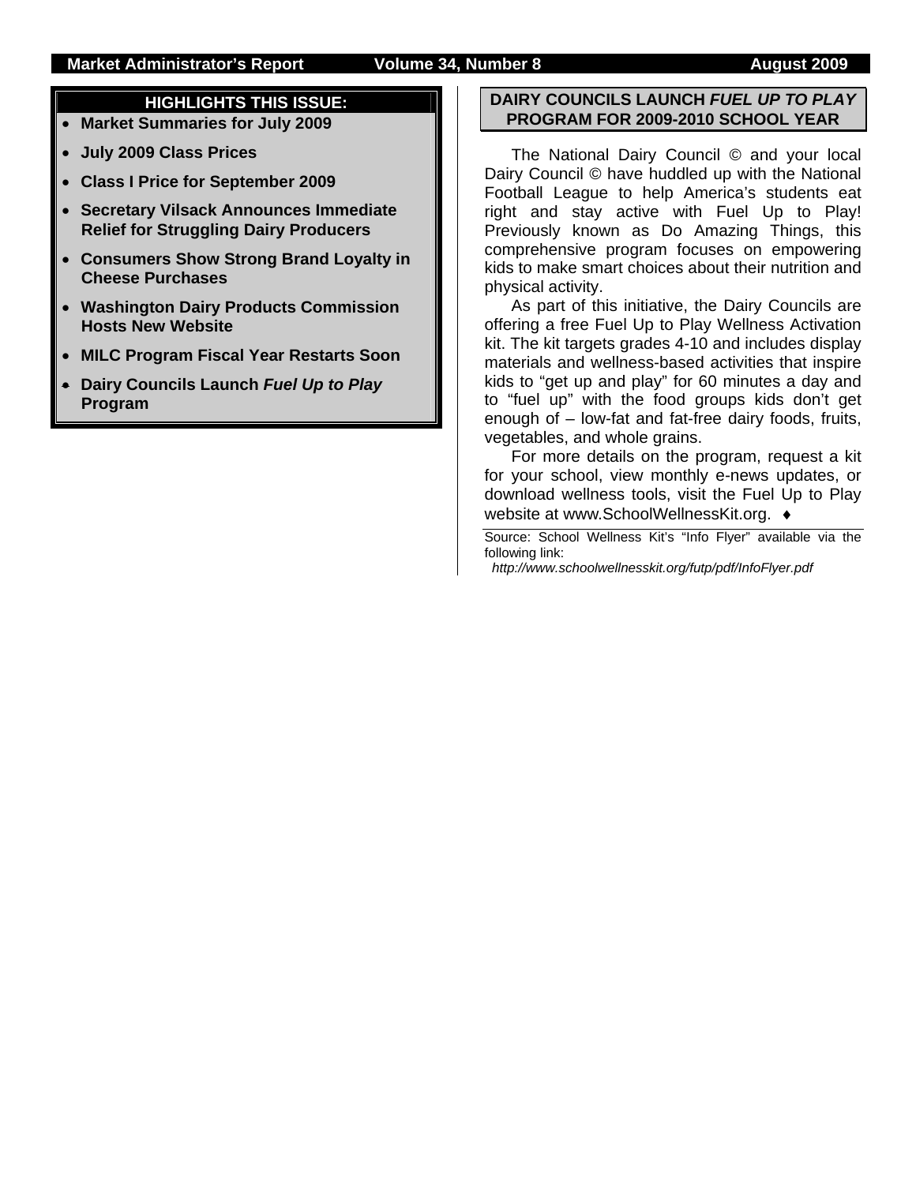**HIGHLIGHTS THIS ISSUE:**

- **Market Summaries for July 2009**
- **July 2009 Class Prices**
- **Class I Price for September 2009**
- **Secretary Vilsack Announces Immediate Relief for Struggling Dairy Producers**
- **Consumers Show Strong Brand Loyalty in Cheese Purchases**
- **Washington Dairy Products Commission Hosts New Website**
- **MILC Program Fiscal Year Restarts Soon**
- **Dairy Councils Launch *Fuel Up to Play* Program**

## DAIRY COUNCILS LAUNCH *FUEL UP TO PLAY* PROGRAM FOR 2009-2010 SCHOOL YEAR

The National Dairy Council © and your local Dairy Council © have huddled up with the National Football League to help America's students eat right and stay active with Fuel Up to Play! Previously known as Do Amazing Things, this comprehensive program focuses on empowering kids to make smart choices about their nutrition and physical activity.

As part of this initiative, the Dairy Councils are offering a free Fuel Up to Play Wellness Activation kit. The kit targets grades 4-10 and includes display materials and wellness-based activities that inspire kids to "get up and play" for 60 minutes a day and to "fuel up" with the food groups kids don't get enough of – low-fat and fat-free dairy foods, fruits, vegetables, and whole grains.

For more details on the program, request a kit for your school, view monthly e-news updates, or download wellness tools, visit the Fuel Up to Play website at www.SchoolWellnessKit.org. ♦

Source: School Wellness Kit's "Info Flyer" available via the following link:
*http://www.schoolwellnesskit.org/futp/pdf/InfoFlyer.pdf*